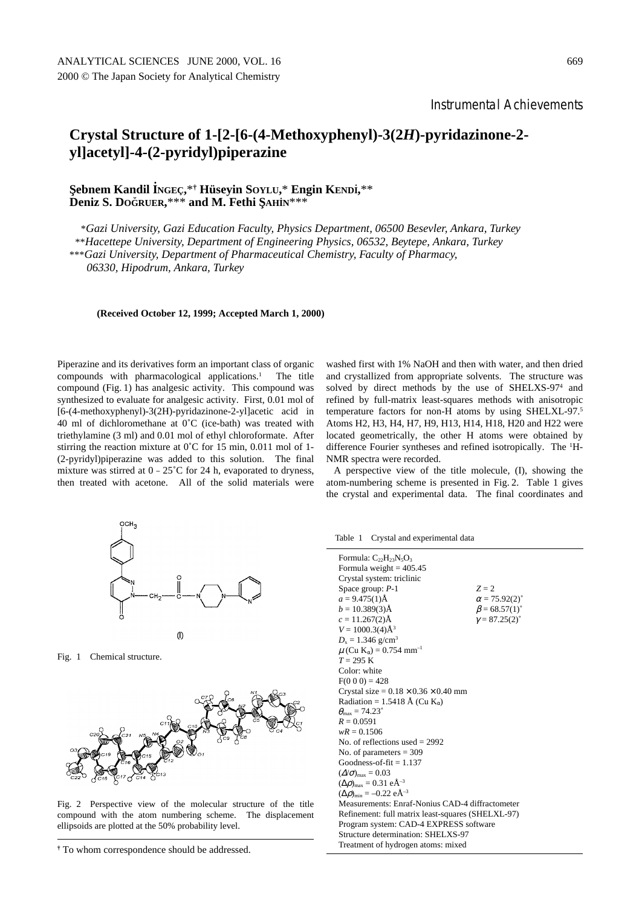Instrumental Achievements

# Crystal Structure of 1-[2-[6-(4-Methoxyphenyl)-3(2*H*)-pyridazinone-2-yl]acetyl]-4-(2-pyridyl)piperazine

**Şebnem Kandil İngeç,\*† Hüseyin Soylu,\* Engin Kendi,\*\* Deniz S. Doğruer,\*\*\* and M. Fethi Şahin\*\*\***

\**Gazi University, Gazi Education Faculty, Physics Department, 06500 Besevler, Ankara, Turkey*
\*\**Hacettepe University, Department of Engineering Physics, 06532, Beytepe, Ankara, Turkey*
\*\*\**Gazi University, Department of Pharmaceutical Chemistry, Faculty of Pharmacy, 06330, Hipodrum, Ankara, Turkey*

**(Received October 12, 1999; Accepted March 1, 2000)**

Piperazine and its derivatives form an important class of organic compounds with pharmacological applications.[1] The title compound (Fig. 1) has analgesic activity. This compound was synthesized to evaluate for analgesic activity. First, 0.01 mol of [6-(4-methoxyphenyl)-3(2H)-pyridazinone-2-yl]acetic acid in 40 ml of dichloromethane at 0˚C (ice-bath) was treated with triethylamine (3 ml) and 0.01 mol of ethyl chloroformate. After stirring the reaction mixture at 0˚C for 15 min, 0.011 mol of 1-(2-pyridyl)piperazine was added to this solution. The final mixture was stirred at 0 – 25˚C for 24 h, evaporated to dryness, then treated with acetone. All of the solid materials were washed first with 1% NaOH and then with water, and then dried and crystallized from appropriate solvents. The structure was solved by direct methods by the use of SHELXS-97[4] and refined by full-matrix least-squares methods with anisotropic temperature factors for non-H atoms by using SHELXL-97.[5] Atoms H2, H3, H4, H7, H9, H13, H14, H18, H20 and H22 were located geometrically, the other H atoms were obtained by difference Fourier syntheses and refined isotropically. The [1]H-NMR spectra were recorded.

A perspective view of the title molecule, (I), showing the atom-numbering scheme is presented in Fig. 2. Table 1 gives the crystal and experimental data. The final coordinates and

OCH3
N
N — CH2 — C — N N
O O
(I)

Fig. 1 Chemical structure.

Fig. 2 Perspective view of the molecular structure of the title compound with the atom numbering scheme. The displacement ellipsoids are plotted at the 50% probability level.

Table 1 Crystal and experimental data

| | |
|---|---|
| Formula: $C_{22}H_{23}N_5O_3$ | |
| Formula weight = 405.45 | |
| Crystal system: triclinic | |
| Space group: *P*-1 | *Z* = 2 |
| *a* = 9.475(1)Å | $\alpha$ = 75.92(2)˚ |
| *b* = 10.389(3)Å | $\beta$ = 68.57(1)˚ |
| *c* = 11.267(2)Å | $\gamma$ = 87.25(2)˚ |
| *V* = 1000.3(4)Å$^3$ | |
| $D_x$ = 1.346 g/cm$^3$ | |
| $\mu$ (Cu $K_\alpha$) = 0.754 mm$^{-1}$ | |
| *T* = 295 K | |
| Color: white | |
| F(0 0 0) = 428 | |
| Crystal size = 0.18 × 0.36 × 0.40 mm | |
| Radiation = 1.5418 Å (Cu $K_\alpha$) | |
| $\theta_{max}$ = 74.23˚ | |
| *R* = 0.0591 | |
| *wR* = 0.1506 | |
| No. of reflections used = 2992 | |
| No. of parameters = 309 | |
| Goodness-of-fit = 1.137 | |
| $(\Delta/\sigma)_{max}$ = 0.03 | |
| $(\Delta\rho)_{max}$ = 0.31 eÅ$^{-3}$ | |
| $(\Delta\rho)_{min}$ = –0.22 eÅ$^{-3}$ | |
| Measurements: Enraf-Nonius CAD-4 diffractometer | |
| Refinement: full matrix least-squares (SHELXL-97) | |
| Program system: CAD-4 EXPRESS software | |
| Structure determination: SHELXS-97 | |
| Treatment of hydrogen atoms: mixed | |

† To whom correspondence should be addressed.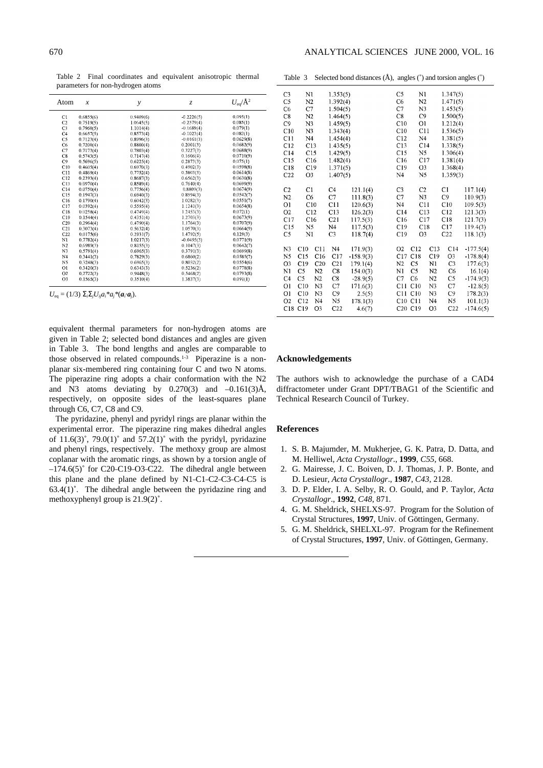Table 2 Final coordinates and equivalent anisotropic thermal parameters for non-hydrogen atoms

| Atom | $x$ | $y$ | $z$ | $U_{eq}$/Å$^2$ |
|---|---|---|---|---|
| C1 | 0.6855(6) | 0.9409(6) | -0.2226(5) | 0.095(1) |
| C2 | 0.7519(5) | 1.0645(5) | -0.2579(4) | 0.085(1) |
| C3 | 0.7960(5) | 1.1014(4) | -0.1689(4) | 0.079(1) |
| C4 | 0.6657(5) | 0.8573(4) | -0.1023(4) | 0.082(1) |
| C5 | 0.7123(4) | 0.8996(3) | -0.0161(3) | 0.0629(8) |
| C6 | 0.7200(4) | 0.8800(4) | 0.2001(3) | 0.0682(9) |
| C7 | 0.7173(4) | 0.7803(4) | 0.3227(3) | 0.0688(9) |
| C8 | 0.5743(5) | 0.7147(4) | 0.1606(4) | 0.0710(9) |
| C9 | 0.5696(5) | 0.6225(4) | 0.2873(3) | 0.075(1) |
| C10 | 0.4605(4) | 0.6970(3) | 0.4902(3) | 0.0598(8) |
| C11 | 0.4869(4) | 0.7752(4) | 0.5803(3) | 0.0614(8) |
| C12 | 0.2393(4) | 0.8687(3) | 0.6562(3) | 0.0630(8) |
| C13 | 0.0970(4) | 0.8589(4) | 0.7640(4) | 0.0699(9) |
| C14 | 0.0750(4) | 0.7756(4) | 0.8809(3) | 0.0674(9) |
| C15 | 0.1947(3) | 0.6940(3) | 0.8994(3) | 0.0542(7) |
| C16 | 0.1790(4) | 0.6042(3) | 1.0282(3) | 0.0551(7) |
| C17 | 0.0392(4) | 0.5595(4) | 1.1241(3) | 0.0654(8) |
| C18 | 0.0258(4) | 0.4749(4) | 1.2453(3) | 0.072(1) |
| C19 | 0.1544(4) | 0.4351(4) | 1.2703(3) | 0.0673(9) |
| C20 | 0.2964(4) | 0.4790(4) | 1.1764(3) | 0.0707(9) |
| C21 | 0.3073(4) | 0.5632(4) | 1.0570(3) | 0.0664(9) |
| C22 | 0.0175(6) | 0.2931(7) | 1.4792(5) | 0.129(3) |
| N1 | 0.7782(4) | 1.0217(3) | -0.0495(3) | 0.0771(9) |
| N2 | 0.6989(3) | 0.8155(3) | 0.1047(3) | 0.0642(7) |
| N3 | 0.5791(4) | 0.6965(3) | 0.3791(3) | 0.0699(8) |
| N4 | 0.3441(3) | 0.7829(3) | 0.6860(2) | 0.0585(7) |
| N5 | 0.3248(3) | 0.6965(3) | 0.8032(2) | 0.0554(6) |
| O1 | 0.3420(3) | 0.6343(3) | 0.5236(2) | 0.0778(8) |
| O2 | 0.2722(3) | 0.9448(3) | 0.5468(2) | 0.0793(8) |
| O3 | 0.1565(3) | 0.3510(4) | 1.3837(3) | 0.091(1) |

$U_{eq} = (1/3)\ \Sigma_i\Sigma_j U_{ij} a_i{}^* a_j{}^* (\boldsymbol{a}_i \cdot \boldsymbol{a}_j)$.

Table 3 Selected bond distances (Å), angles (˚) and torsion angles (˚)

| | | | | | | | | | |
|---|---|---|---|---|---|---|---|---|---|
| C3 | N1 | 1.353(5) | | | C5 | N1 | 1.347(5) | | |
| C5 | N2 | 1.392(4) | | | C6 | N2 | 1.471(5) | | |
| C6 | C7 | 1.504(5) | | | C7 | N3 | 1.453(5) | | |
| C8 | N2 | 1.464(5) | | | C8 | C9 | 1.500(5) | | |
| C9 | N3 | 1.459(5) | | | C10 | O1 | 1.212(4) | | |
| C10 | N3 | 1.343(4) | | | C10 | C11 | 1.536(5) | | |
| C11 | N4 | 1.454(4) | | | C12 | N4 | 1.381(5) | | |
| C12 | C13 | 1.435(5) | | | C13 | C14 | 1.338(5) | | |
| C14 | C15 | 1.429(5) | | | C15 | N5 | 1.306(4) | | |
| C15 | C16 | 1.482(4) | | | C16 | C17 | 1.381(4) | | |
| C18 | C19 | 1.371(5) | | | C19 | O3 | 1.368(4) | | |
| C22 | O3 | 1.407(5) | | | N4 | N5 | 1.359(3) | | |
| C2 | C1 | C4 | 121.1(4) | | C3 | C2 | C1 | 117.1(4) | |
| N2 | C6 | C7 | 111.8(3) | | C7 | N3 | C9 | 110.9(3) | |
| O1 | C10 | C11 | 120.6(3) | | N4 | C11 | C10 | 109.5(3) | |
| O2 | C12 | C13 | 126.2(3) | | C14 | C13 | C12 | 121.3(3) | |
| C17 | C16 | C21 | 117.5(3) | | C16 | C17 | C18 | 121.7(3) | |
| C15 | N5 | N4 | 117.5(3) | | C19 | C18 | C17 | 119.4(3) | |
| C5 | N1 | C3 | 118.7(4) | | C19 | O3 | C22 | 118.1(3) | |
| N3 C10 | C11 | N4 | 171.9(3) | | O2 C12 | C13 | C14 | -177.5(4) | |
| N5 C15 | C16 | C17 | -158.9(3) | | C17 C18 | C19 | O3 | -178.8(4) | |
| O3 C19 | C20 | C21 | 179.1(4) | | N2 C5 | N1 | C3 | 177.6(3) | |
| N1 C5 | N2 | C8 | 154.0(3) | | N1 C5 | N2 | C6 | 16.1(4) | |
| C4 C5 | N2 | C8 | -28.9(5) | | C7 C6 | N2 | C5 | -174.9(3) | |
| O1 C10 | N3 | C7 | 171.6(3) | | C11 C10 | N3 | C7 | -12.8(5) | |
| O1 C10 | N3 | C9 | 2.5(5) | | C11 C10 | N3 | C9 | 178.2(3) | |
| O2 C12 | N4 | N5 | 178.1(3) | | C10 C11 | N4 | N5 | 101.1(3) | |
| C18 C19 | O3 | C22 | 4.6(7) | | C20 C19 | O3 | C22 | -174.6(5) | |

equivalent thermal parameters for non-hydrogen atoms are given in Table 2; selected bond distances and angles are given in Table 3. The bond lengths and angles are comparable to those observed in related compounds.[1-3] Piperazine is a non-planar six-membered ring containing four C and two N atoms. The piperazine ring adopts a chair conformation with the N2 and N3 atoms deviating by 0.270(3) and –0.161(3)Å, respectively, on opposite sides of the least-squares plane through C6, C7, C8 and C9.

The pyridazine, phenyl and pyridyl rings are planar within the experimental error. The piperazine ring makes dihedral angles of 11.6(3)˚, 79.0(1)˚ and 57.2(1)˚ with the pyridyl, pyridazine and phenyl rings, respectively. The methoxy group are almost coplanar with the aromatic rings, as shown by a torsion angle of –174.6(5)˚ for C20–C19–O3–C22. The dihedral angle between this plane and the plane defined by N1-C1-C2-C3-C4-C5 is 63.4(1)˚. The dihedral angle between the pyridazine ring and methoxyphenyl group is 21.9(2)˚.

## Acknowledgements

The authors wish to acknowledge the purchase of a CAD4 diffractometer under Grant DPT/TBAG1 of the Scientific and Technical Research Council of Turkey.

## References

1. S. B. Majumder, M. Mukherjee, G. K. Patra, D. Datta, and M. Helliwel, *Acta Crystallogr.*, **1999**, *C55*, 668.
2. G. Mairesse, J. C. Boiven, D. J. Thomas, J. P. Bonte, and D. Lesieur, *Acta Crystallogr.*, **1987**, *C43*, 2128.
3. D. P. Elder, I. A. Selby, R. O. Gould, and P. Taylor, *Acta Crystallogr.*, **1992**, *C48*, 871.
4. G. M. Sheldrick, SHELXS-97. Program for the Solution of Crystal Structures, **1997**, Univ. of Göttingen, Germany.
5. G. M. Sheldrick, SHELXL-97. Program for the Refinement of Crystal Structures, **1997**, Univ. of Göttingen, Germany.